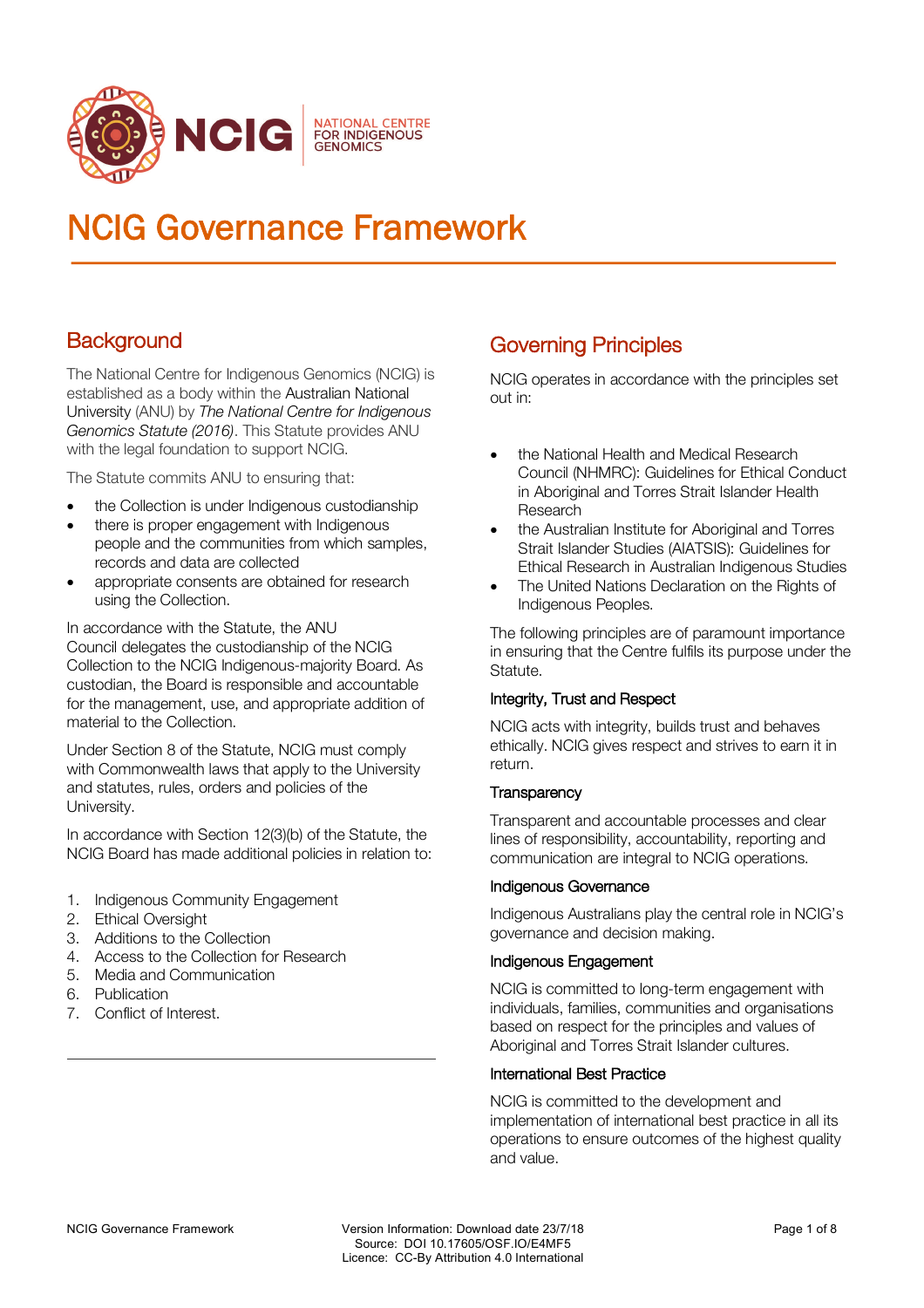NCIG NATIONAL CENTRE FOR INDIGENOUS GENOMICS

# NCIG Governance Framework

## Background

The National Centre for Indigenous Genomics (NCIG) is established as a body within the Australian National University (ANU) by *The National Centre for Indigenous Genomics Statute (2016)*. This Statute provides ANU with the legal foundation to support NCIG.

The Statute commits ANU to ensuring that:

- the Collection is under Indigenous custodianship
- there is proper engagement with Indigenous people and the communities from which samples, records and data are collected
- appropriate consents are obtained for research using the Collection.

In accordance with the Statute, the ANU Council delegates the custodianship of the NCIG Collection to the NCIG Indigenous-majority Board. As custodian, the Board is responsible and accountable for the management, use, and appropriate addition of material to the Collection.

Under Section 8 of the Statute, NCIG must comply with Commonwealth laws that apply to the University and statutes, rules, orders and policies of the University.

In accordance with Section 12(3)(b) of the Statute, the NCIG Board has made additional policies in relation to:

1. Indigenous Community Engagement
2. Ethical Oversight
3. Additions to the Collection
4. Access to the Collection for Research
5. Media and Communication
6. Publication
7. Conflict of Interest.

## Governing Principles

NCIG operates in accordance with the principles set out in:

- the National Health and Medical Research Council (NHMRC): Guidelines for Ethical Conduct in Aboriginal and Torres Strait Islander Health Research
- the Australian Institute for Aboriginal and Torres Strait Islander Studies (AIATSIS): Guidelines for Ethical Research in Australian Indigenous Studies
- The United Nations Declaration on the Rights of Indigenous Peoples.

The following principles are of paramount importance in ensuring that the Centre fulfils its purpose under the Statute.

### Integrity, Trust and Respect

NCIG acts with integrity, builds trust and behaves ethically. NCIG gives respect and strives to earn it in return.

### Transparency

Transparent and accountable processes and clear lines of responsibility, accountability, reporting and communication are integral to NCIG operations.

### Indigenous Governance

Indigenous Australians play the central role in NCIG's governance and decision making.

### Indigenous Engagement

NCIG is committed to long-term engagement with individuals, families, communities and organisations based on respect for the principles and values of Aboriginal and Torres Strait Islander cultures.

### International Best Practice

NCIG is committed to the development and implementation of international best practice in all its operations to ensure outcomes of the highest quality and value.

Version Information: Download date 23/7/18
Source: DOI 10.17605/OSF.IO/E4MF5
Licence: CC-By Attribution 4.0 International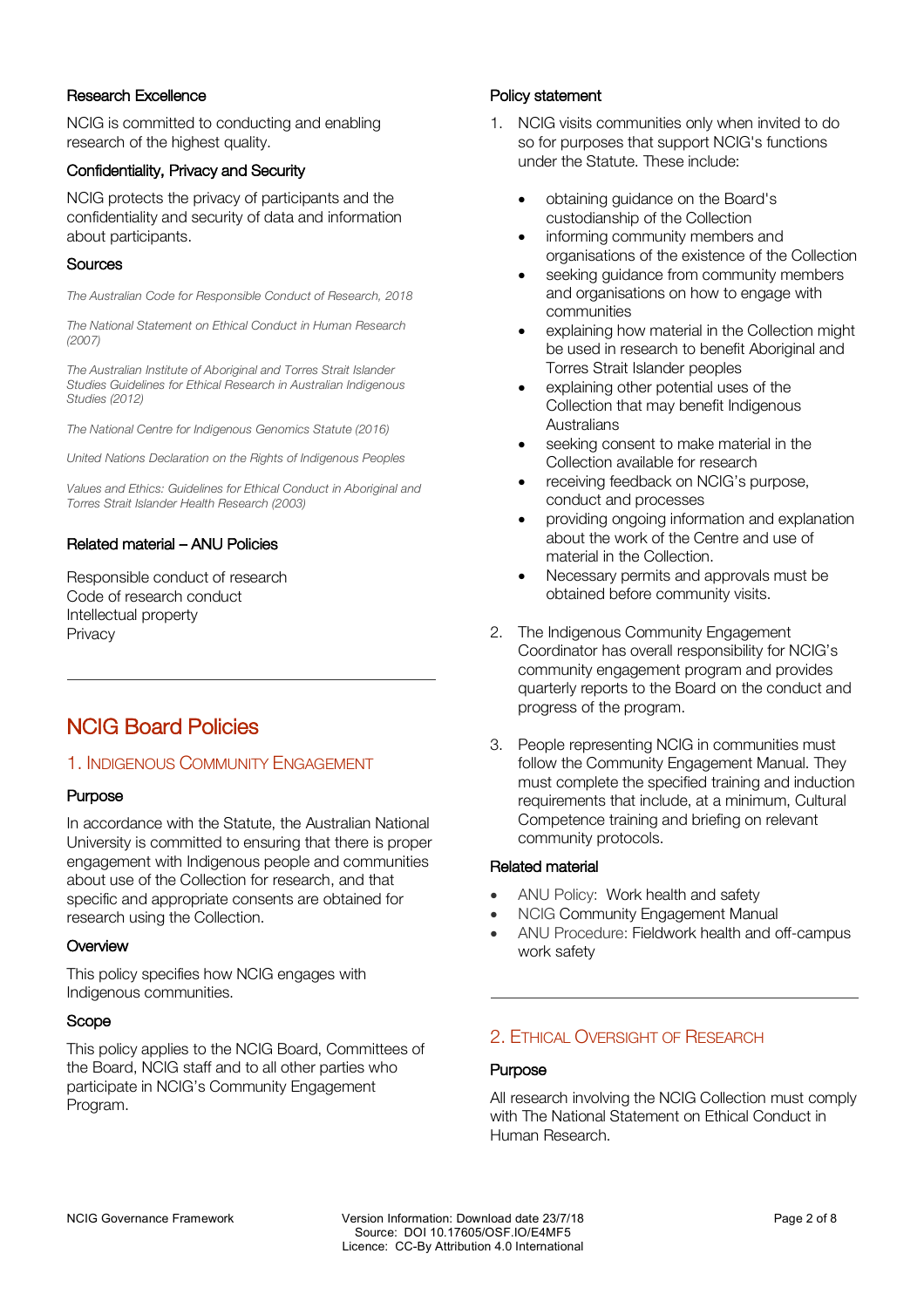#### Research Excellence

NCIG is committed to conducting and enabling research of the highest quality.

#### Confidentiality, Privacy and Security

NCIG protects the privacy of participants and the confidentiality and security of data and information about participants.

#### Sources

*The Australian Code for Responsible Conduct of Research, 2018*

*The National Statement on Ethical Conduct in Human Research (2007)*

*The Australian Institute of Aboriginal and Torres Strait Islander Studies Guidelines for Ethical Research in Australian Indigenous Studies (2012)*

*The National Centre for Indigenous Genomics Statute (2016)*

*United Nations Declaration on the Rights of Indigenous Peoples*

*Values and Ethics: Guidelines for Ethical Conduct in Aboriginal and Torres Strait Islander Health Research (2003)*

#### Related material – ANU Policies

Responsible conduct of research
Code of research conduct
Intellectual property
Privacy

---

# NCIG Board Policies

## 1. Indigenous Community Engagement

#### Purpose

In accordance with the Statute, the Australian National University is committed to ensuring that there is proper engagement with Indigenous people and communities about use of the Collection for research, and that specific and appropriate consents are obtained for research using the Collection.

#### Overview

This policy specifies how NCIG engages with Indigenous communities.

#### Scope

This policy applies to the NCIG Board, Committees of the Board, NCIG staff and to all other parties who participate in NCIG's Community Engagement Program.

#### Policy statement

1. NCIG visits communities only when invited to do so for purposes that support NCIG's functions under the Statute. These include:

   - obtaining guidance on the Board's custodianship of the Collection
   - informing community members and organisations of the existence of the Collection
   - seeking guidance from community members and organisations on how to engage with communities
   - explaining how material in the Collection might be used in research to benefit Aboriginal and Torres Strait Islander peoples
   - explaining other potential uses of the Collection that may benefit Indigenous Australians
   - seeking consent to make material in the Collection available for research
   - receiving feedback on NCIG's purpose, conduct and processes
   - providing ongoing information and explanation about the work of the Centre and use of material in the Collection.
   - Necessary permits and approvals must be obtained before community visits.

2. The Indigenous Community Engagement Coordinator has overall responsibility for NCIG's community engagement program and provides quarterly reports to the Board on the conduct and progress of the program.

3. People representing NCIG in communities must follow the Community Engagement Manual. They must complete the specified training and induction requirements that include, at a minimum, Cultural Competence training and briefing on relevant community protocols.

#### Related material

- ANU Policy: Work health and safety
- NCIG Community Engagement Manual
- ANU Procedure: Fieldwork health and off-campus work safety

---

## 2. Ethical Oversight of Research

#### Purpose

All research involving the NCIG Collection must comply with The National Statement on Ethical Conduct in Human Research.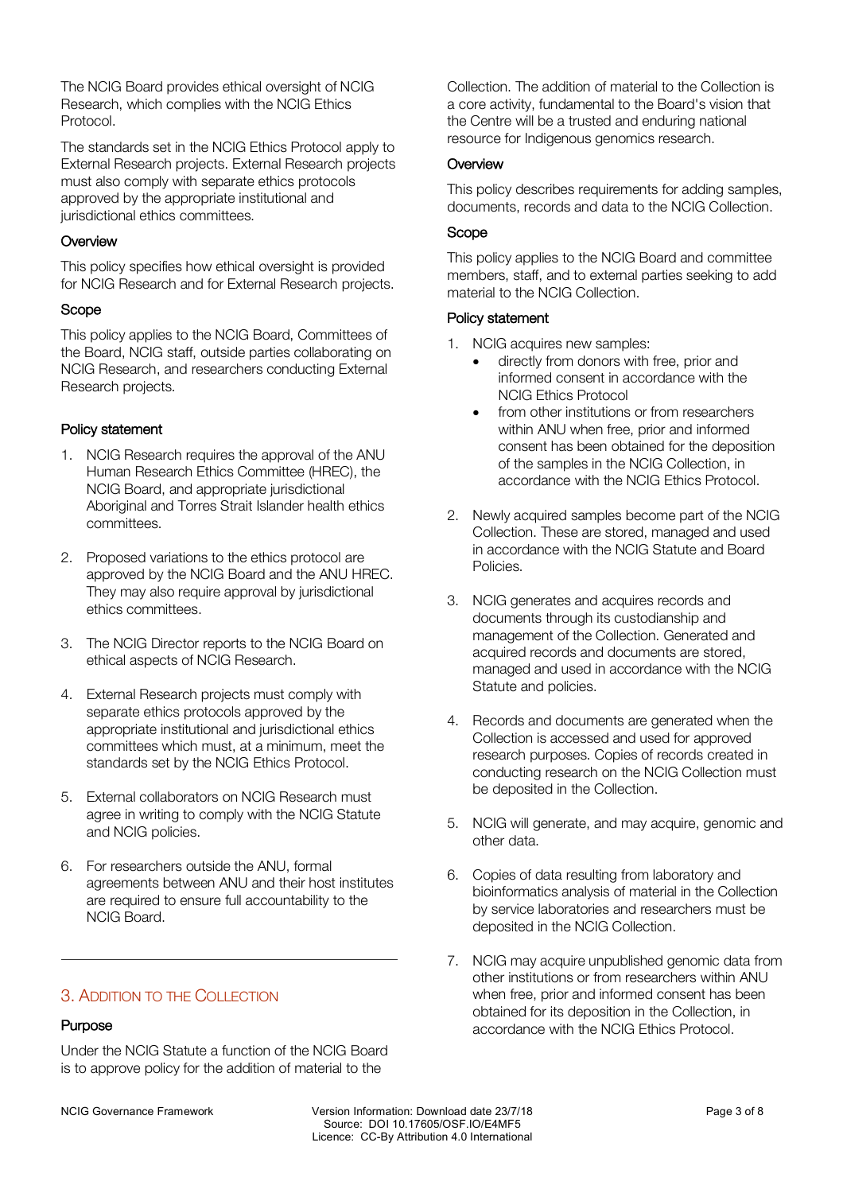The NCIG Board provides ethical oversight of NCIG Research, which complies with the NCIG Ethics Protocol.

The standards set in the NCIG Ethics Protocol apply to External Research projects. External Research projects must also comply with separate ethics protocols approved by the appropriate institutional and jurisdictional ethics committees.

### Overview

This policy specifies how ethical oversight is provided for NCIG Research and for External Research projects.

### Scope

This policy applies to the NCIG Board, Committees of the Board, NCIG staff, outside parties collaborating on NCIG Research, and researchers conducting External Research projects.

### Policy statement

1. NCIG Research requires the approval of the ANU Human Research Ethics Committee (HREC), the NCIG Board, and appropriate jurisdictional Aboriginal and Torres Strait Islander health ethics committees.

2. Proposed variations to the ethics protocol are approved by the NCIG Board and the ANU HREC. They may also require approval by jurisdictional ethics committees.

3. The NCIG Director reports to the NCIG Board on ethical aspects of NCIG Research.

4. External Research projects must comply with separate ethics protocols approved by the appropriate institutional and jurisdictional ethics committees which must, at a minimum, meet the standards set by the NCIG Ethics Protocol.

5. External collaborators on NCIG Research must agree in writing to comply with the NCIG Statute and NCIG policies.

6. For researchers outside the ANU, formal agreements between ANU and their host institutes are required to ensure full accountability to the NCIG Board.

---

## 3. Addition to the Collection

### Purpose

Under the NCIG Statute a function of the NCIG Board is to approve policy for the addition of material to the Collection. The addition of material to the Collection is a core activity, fundamental to the Board's vision that the Centre will be a trusted and enduring national resource for Indigenous genomics research.

### Overview

This policy describes requirements for adding samples, documents, records and data to the NCIG Collection.

### Scope

This policy applies to the NCIG Board and committee members, staff, and to external parties seeking to add material to the NCIG Collection.

### Policy statement

1. NCIG acquires new samples:
   - directly from donors with free, prior and informed consent in accordance with the NCIG Ethics Protocol
   - from other institutions or from researchers within ANU when free, prior and informed consent has been obtained for the deposition of the samples in the NCIG Collection, in accordance with the NCIG Ethics Protocol.

2. Newly acquired samples become part of the NCIG Collection. These are stored, managed and used in accordance with the NCIG Statute and Board Policies.

3. NCIG generates and acquires records and documents through its custodianship and management of the Collection. Generated and acquired records and documents are stored, managed and used in accordance with the NCIG Statute and policies.

4. Records and documents are generated when the Collection is accessed and used for approved research purposes. Copies of records created in conducting research on the NCIG Collection must be deposited in the Collection.

5. NCIG will generate, and may acquire, genomic and other data.

6. Copies of data resulting from laboratory and bioinformatics analysis of material in the Collection by service laboratories and researchers must be deposited in the NCIG Collection.

7. NCIG may acquire unpublished genomic data from other institutions or from researchers within ANU when free, prior and informed consent has been obtained for its deposition in the Collection, in accordance with the NCIG Ethics Protocol.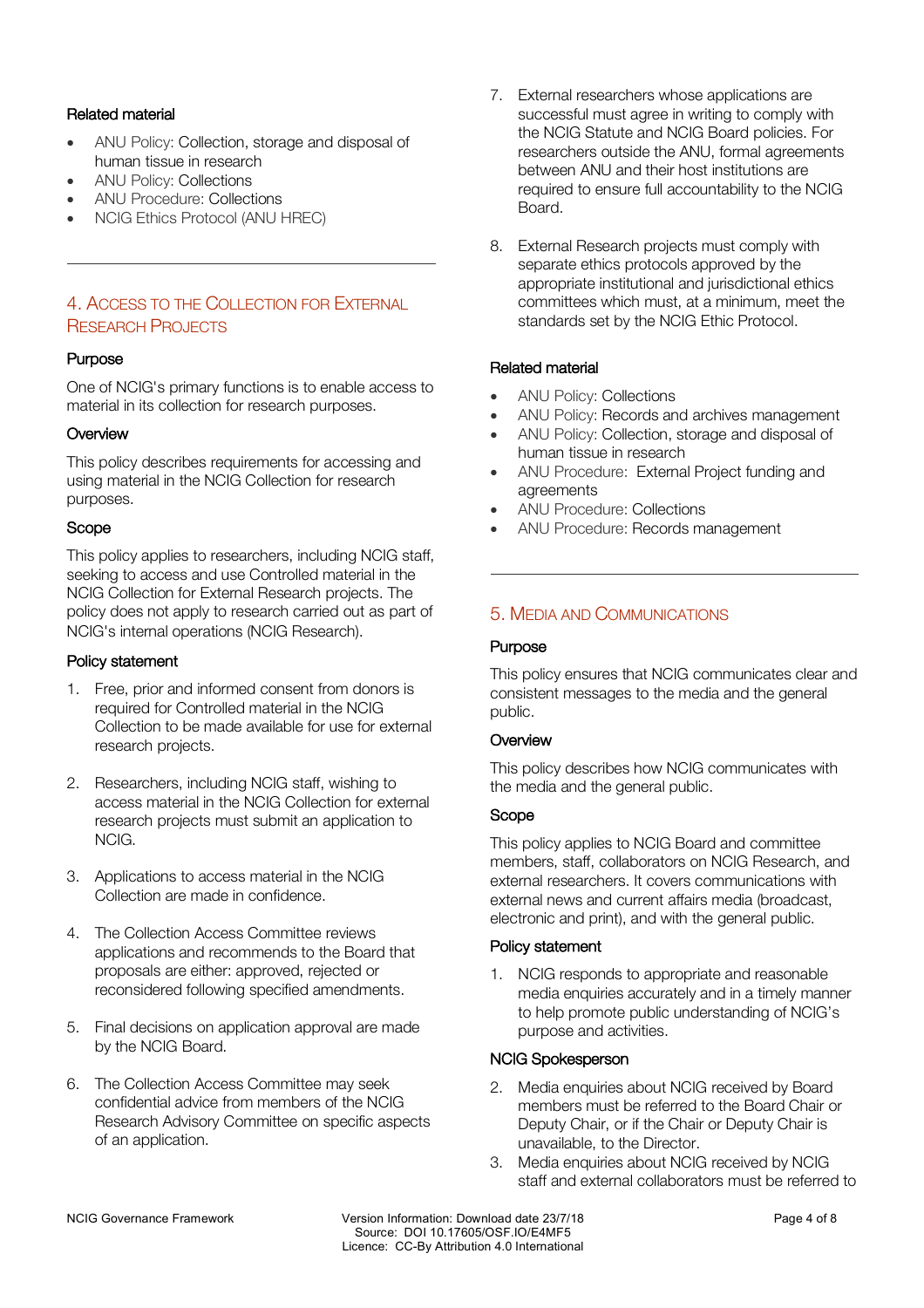#### Related material

- ANU Policy: Collection, storage and disposal of human tissue in research
- ANU Policy: Collections
- ANU Procedure: Collections
- NCIG Ethics Protocol (ANU HREC)

---

## 4. Access to the Collection for External Research Projects

#### Purpose

One of NCIG's primary functions is to enable access to material in its collection for research purposes.

#### Overview

This policy describes requirements for accessing and using material in the NCIG Collection for research purposes.

#### Scope

This policy applies to researchers, including NCIG staff, seeking to access and use Controlled material in the NCIG Collection for External Research projects. The policy does not apply to research carried out as part of NCIG's internal operations (NCIG Research).

#### Policy statement

1. Free, prior and informed consent from donors is required for Controlled material in the NCIG Collection to be made available for use for external research projects.

2. Researchers, including NCIG staff, wishing to access material in the NCIG Collection for external research projects must submit an application to NCIG.

3. Applications to access material in the NCIG Collection are made in confidence.

4. The Collection Access Committee reviews applications and recommends to the Board that proposals are either: approved, rejected or reconsidered following specified amendments.

5. Final decisions on application approval are made by the NCIG Board.

6. The Collection Access Committee may seek confidential advice from members of the NCIG Research Advisory Committee on specific aspects of an application.

7. External researchers whose applications are successful must agree in writing to comply with the NCIG Statute and NCIG Board policies. For researchers outside the ANU, formal agreements between ANU and their host institutions are required to ensure full accountability to the NCIG Board.

8. External Research projects must comply with separate ethics protocols approved by the appropriate institutional and jurisdictional ethics committees which must, at a minimum, meet the standards set by the NCIG Ethic Protocol.

#### Related material

- ANU Policy: Collections
- ANU Policy: Records and archives management
- ANU Policy: Collection, storage and disposal of human tissue in research
- ANU Procedure: External Project funding and agreements
- ANU Procedure: Collections
- ANU Procedure: Records management

---

## 5. Media and Communications

#### Purpose

This policy ensures that NCIG communicates clear and consistent messages to the media and the general public.

#### Overview

This policy describes how NCIG communicates with the media and the general public.

#### Scope

This policy applies to NCIG Board and committee members, staff, collaborators on NCIG Research, and external researchers. It covers communications with external news and current affairs media (broadcast, electronic and print), and with the general public.

#### Policy statement

1. NCIG responds to appropriate and reasonable media enquiries accurately and in a timely manner to help promote public understanding of NCIG's purpose and activities.

#### NCIG Spokesperson

2. Media enquiries about NCIG received by Board members must be referred to the Board Chair or Deputy Chair, or if the Chair or Deputy Chair is unavailable, to the Director.
3. Media enquiries about NCIG received by NCIG staff and external collaborators must be referred to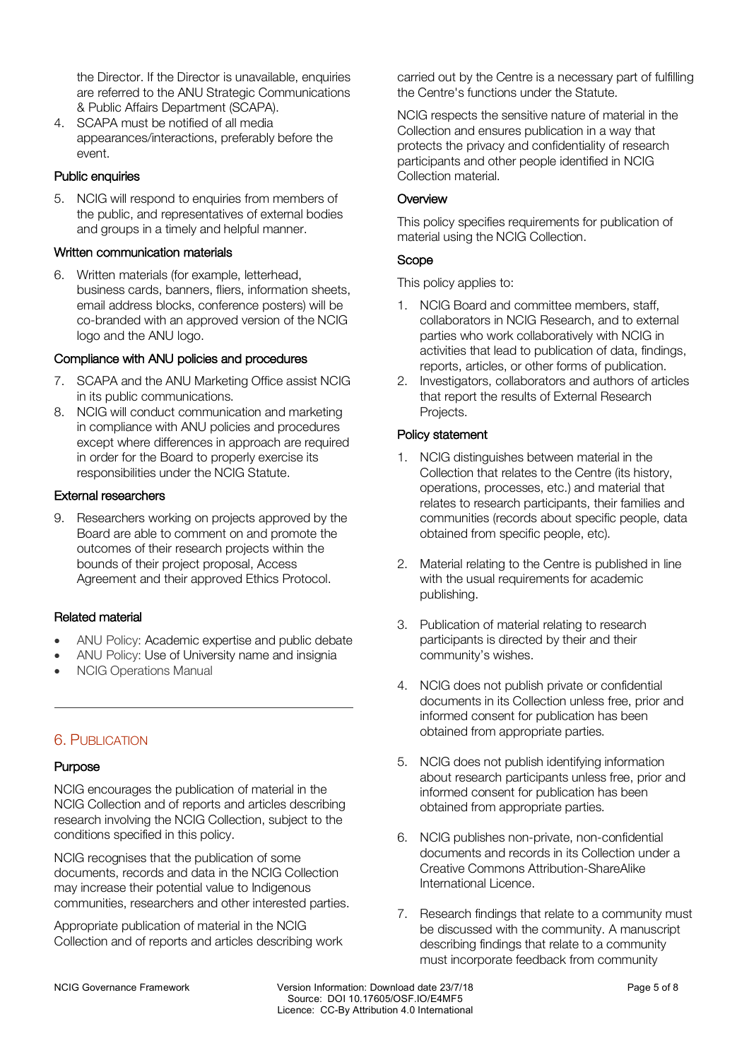the Director. If the Director is unavailable, enquiries are referred to the ANU Strategic Communications & Public Affairs Department (SCAPA).

4. SCAPA must be notified of all media appearances/interactions, preferably before the event.

### Public enquiries

5. NCIG will respond to enquiries from members of the public, and representatives of external bodies and groups in a timely and helpful manner.

### Written communication materials

6. Written materials (for example, letterhead, business cards, banners, fliers, information sheets, email address blocks, conference posters) will be co-branded with an approved version of the NCIG logo and the ANU logo.

### Compliance with ANU policies and procedures

7. SCAPA and the ANU Marketing Office assist NCIG in its public communications.
8. NCIG will conduct communication and marketing in compliance with ANU policies and procedures except where differences in approach are required in order for the Board to properly exercise its responsibilities under the NCIG Statute.

### External researchers

9. Researchers working on projects approved by the Board are able to comment on and promote the outcomes of their research projects within the bounds of their project proposal, Access Agreement and their approved Ethics Protocol.

### Related material

- ANU Policy: Academic expertise and public debate
- ANU Policy: Use of University name and insignia
- NCIG Operations Manual

---

## 6. Publication

### Purpose

NCIG encourages the publication of material in the NCIG Collection and of reports and articles describing research involving the NCIG Collection, subject to the conditions specified in this policy.

NCIG recognises that the publication of some documents, records and data in the NCIG Collection may increase their potential value to Indigenous communities, researchers and other interested parties.

Appropriate publication of material in the NCIG Collection and of reports and articles describing work carried out by the Centre is a necessary part of fulfilling the Centre's functions under the Statute.

NCIG respects the sensitive nature of material in the Collection and ensures publication in a way that protects the privacy and confidentiality of research participants and other people identified in NCIG Collection material.

### Overview

This policy specifies requirements for publication of material using the NCIG Collection.

### Scope

This policy applies to:

1. NCIG Board and committee members, staff, collaborators in NCIG Research, and to external parties who work collaboratively with NCIG in activities that lead to publication of data, findings, reports, articles, or other forms of publication.
2. Investigators, collaborators and authors of articles that report the results of External Research Projects.

### Policy statement

1. NCIG distinguishes between material in the Collection that relates to the Centre (its history, operations, processes, etc.) and material that relates to research participants, their families and communities (records about specific people, data obtained from specific people, etc).

2. Material relating to the Centre is published in line with the usual requirements for academic publishing.

3. Publication of material relating to research participants is directed by their and their community's wishes.

4. NCIG does not publish private or confidential documents in its Collection unless free, prior and informed consent for publication has been obtained from appropriate parties.

5. NCIG does not publish identifying information about research participants unless free, prior and informed consent for publication has been obtained from appropriate parties.

6. NCIG publishes non-private, non-confidential documents and records in its Collection under a Creative Commons Attribution-ShareAlike International Licence.

7. Research findings that relate to a community must be discussed with the community. A manuscript describing findings that relate to a community must incorporate feedback from community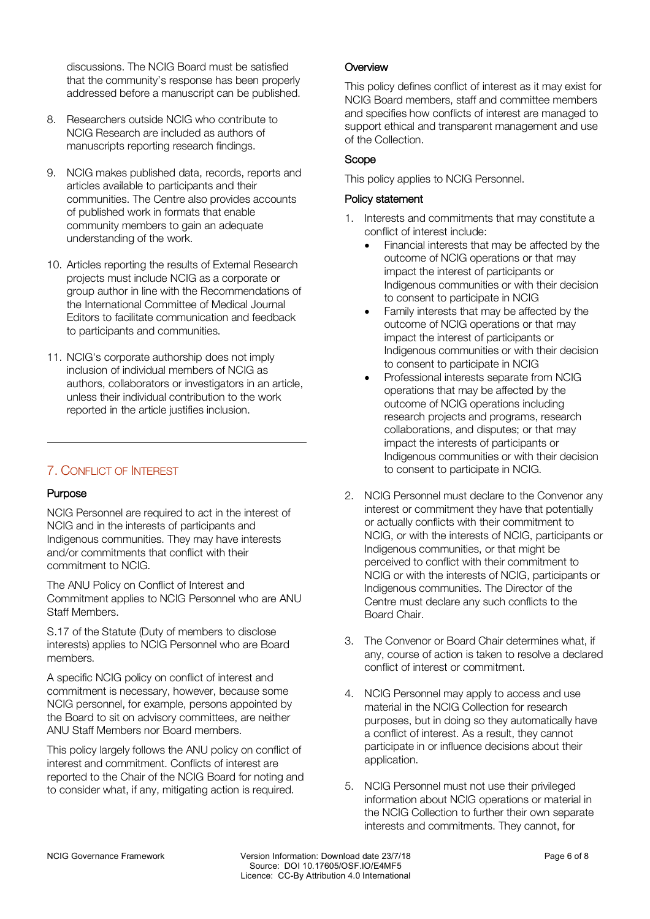discussions. The NCIG Board must be satisfied that the community's response has been properly addressed before a manuscript can be published.

8. Researchers outside NCIG who contribute to NCIG Research are included as authors of manuscripts reporting research findings.

9. NCIG makes published data, records, reports and articles available to participants and their communities. The Centre also provides accounts of published work in formats that enable community members to gain an adequate understanding of the work.

10. Articles reporting the results of External Research projects must include NCIG as a corporate or group author in line with the Recommendations of the International Committee of Medical Journal Editors to facilitate communication and feedback to participants and communities.

11. NCIG's corporate authorship does not imply inclusion of individual members of NCIG as authors, collaborators or investigators in an article, unless their individual contribution to the work reported in the article justifies inclusion.

---

## 7. Conflict of Interest

### Purpose

NCIG Personnel are required to act in the interest of NCIG and in the interests of participants and Indigenous communities. They may have interests and/or commitments that conflict with their commitment to NCIG.

The ANU Policy on Conflict of Interest and Commitment applies to NCIG Personnel who are ANU Staff Members.

S.17 of the Statute (Duty of members to disclose interests) applies to NCIG Personnel who are Board members.

A specific NCIG policy on conflict of interest and commitment is necessary, however, because some NCIG personnel, for example, persons appointed by the Board to sit on advisory committees, are neither ANU Staff Members nor Board members.

This policy largely follows the ANU policy on conflict of interest and commitment. Conflicts of interest are reported to the Chair of the NCIG Board for noting and to consider what, if any, mitigating action is required.

### Overview

This policy defines conflict of interest as it may exist for NCIG Board members, staff and committee members and specifies how conflicts of interest are managed to support ethical and transparent management and use of the Collection.

### Scope

This policy applies to NCIG Personnel.

### Policy statement

1. Interests and commitments that may constitute a conflict of interest include:
   - Financial interests that may be affected by the outcome of NCIG operations or that may impact the interest of participants or Indigenous communities or with their decision to consent to participate in NCIG
   - Family interests that may be affected by the outcome of NCIG operations or that may impact the interest of participants or Indigenous communities or with their decision to consent to participate in NCIG
   - Professional interests separate from NCIG operations that may be affected by the outcome of NCIG operations including research projects and programs, research collaborations, and disputes; or that may impact the interests of participants or Indigenous communities or with their decision to consent to participate in NCIG.

2. NCIG Personnel must declare to the Convenor any interest or commitment they have that potentially or actually conflicts with their commitment to NCIG, or with the interests of NCIG, participants or Indigenous communities, or that might be perceived to conflict with their commitment to NCIG or with the interests of NCIG, participants or Indigenous communities. The Director of the Centre must declare any such conflicts to the Board Chair.

3. The Convenor or Board Chair determines what, if any, course of action is taken to resolve a declared conflict of interest or commitment.

4. NCIG Personnel may apply to access and use material in the NCIG Collection for research purposes, but in doing so they automatically have a conflict of interest. As a result, they cannot participate in or influence decisions about their application.

5. NCIG Personnel must not use their privileged information about NCIG operations or material in the NCIG Collection to further their own separate interests and commitments. They cannot, for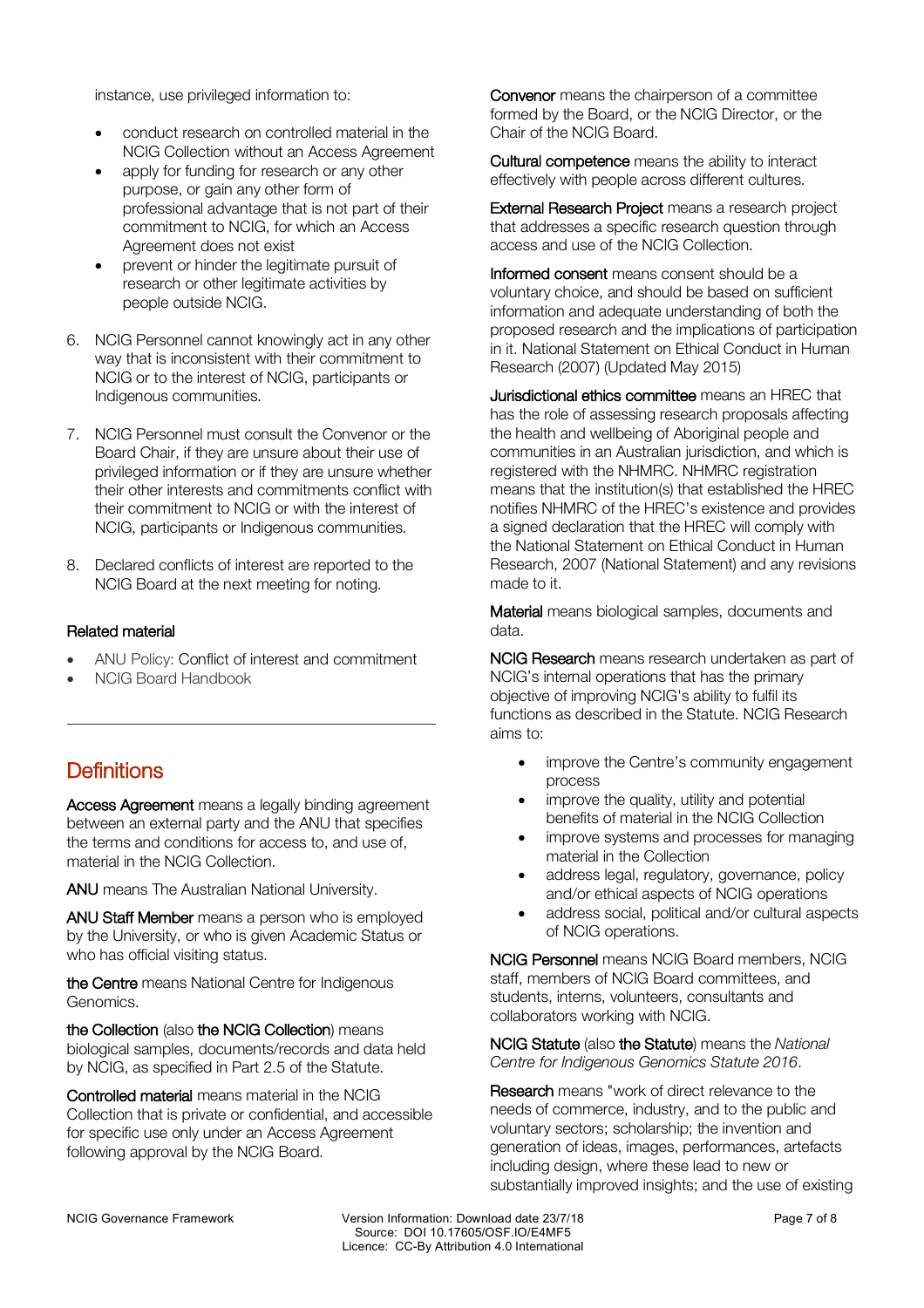instance, use privileged information to:

- conduct research on controlled material in the NCIG Collection without an Access Agreement
- apply for funding for research or any other purpose, or gain any other form of professional advantage that is not part of their commitment to NCIG, for which an Access Agreement does not exist
- prevent or hinder the legitimate pursuit of research or other legitimate activities by people outside NCIG.

6. NCIG Personnel cannot knowingly act in any other way that is inconsistent with their commitment to NCIG or to the interest of NCIG, participants or Indigenous communities.

7. NCIG Personnel must consult the Convenor or the Board Chair, if they are unsure about their use of privileged information or if they are unsure whether their other interests and commitments conflict with their commitment to NCIG or with the interest of NCIG, participants or Indigenous communities.

8. Declared conflicts of interest are reported to the NCIG Board at the next meeting for noting.

### Related material

- ANU Policy: Conflict of interest and commitment
- NCIG Board Handbook

---

## Definitions

**Access Agreement** means a legally binding agreement between an external party and the ANU that specifies the terms and conditions for access to, and use of, material in the NCIG Collection.

**ANU** means The Australian National University.

**ANU Staff Member** means a person who is employed by the University, or who is given Academic Status or who has official visiting status.

**the Centre** means National Centre for Indigenous Genomics.

**the Collection** (also **the NCIG Collection**) means biological samples, documents/records and data held by NCIG, as specified in Part 2.5 of the Statute.

**Controlled material** means material in the NCIG Collection that is private or confidential, and accessible for specific use only under an Access Agreement following approval by the NCIG Board.

**Convenor** means the chairperson of a committee formed by the Board, or the NCIG Director, or the Chair of the NCIG Board.

**Cultural competence** means the ability to interact effectively with people across different cultures.

**External Research Project** means a research project that addresses a specific research question through access and use of the NCIG Collection.

**Informed consent** means consent should be a voluntary choice, and should be based on sufficient information and adequate understanding of both the proposed research and the implications of participation in it. National Statement on Ethical Conduct in Human Research (2007) (Updated May 2015)

**Jurisdictional ethics committee** means an HREC that has the role of assessing research proposals affecting the health and wellbeing of Aboriginal people and communities in an Australian jurisdiction, and which is registered with the NHMRC. NHMRC registration means that the institution(s) that established the HREC notifies NHMRC of the HREC's existence and provides a signed declaration that the HREC will comply with the National Statement on Ethical Conduct in Human Research, 2007 (National Statement) and any revisions made to it.

**Material** means biological samples, documents and data.

**NCIG Research** means research undertaken as part of NCIG's internal operations that has the primary objective of improving NCIG's ability to fulfil its functions as described in the Statute. NCIG Research aims to:

- improve the Centre's community engagement process
- improve the quality, utility and potential benefits of material in the NCIG Collection
- improve systems and processes for managing material in the Collection
- address legal, regulatory, governance, policy and/or ethical aspects of NCIG operations
- address social, political and/or cultural aspects of NCIG operations.

**NCIG Personnel** means NCIG Board members, NCIG staff, members of NCIG Board committees, and students, interns, volunteers, consultants and collaborators working with NCIG.

**NCIG Statute** (also **the Statute**) means the *National Centre for Indigenous Genomics Statute 2016*.

**Research** means "work of direct relevance to the needs of commerce, industry, and to the public and voluntary sectors; scholarship; the invention and generation of ideas, images, performances, artefacts including design, where these lead to new or substantially improved insights; and the use of existing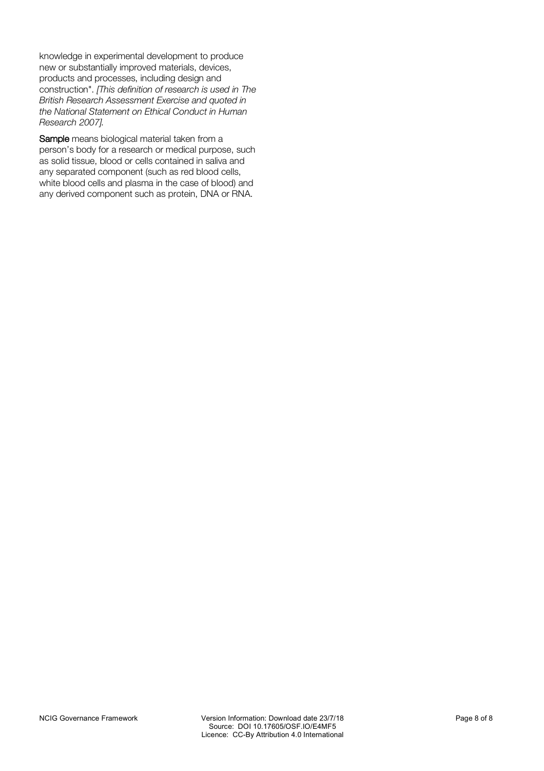knowledge in experimental development to produce new or substantially improved materials, devices, products and processes, including design and construction". *[This definition of research is used in The British Research Assessment Exercise and quoted in the National Statement on Ethical Conduct in Human Research 2007].*

**Sample** means biological material taken from a person's body for a research or medical purpose, such as solid tissue, blood or cells contained in saliva and any separated component (such as red blood cells, white blood cells and plasma in the case of blood) and any derived component such as protein, DNA or RNA.